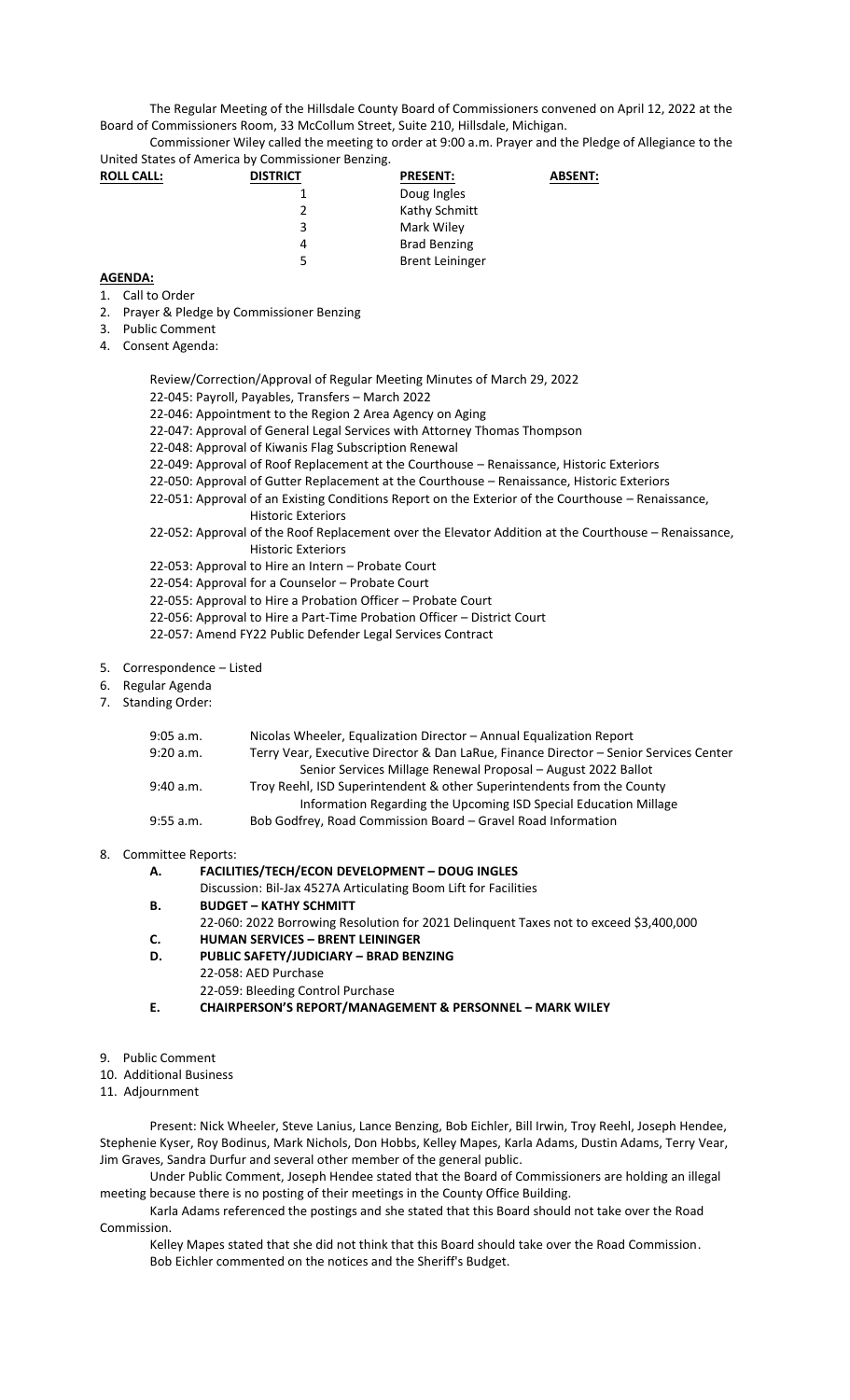The Regular Meeting of the Hillsdale County Board of Commissioners convened on April 12, 2022 at the Board of Commissioners Room, 33 McCollum Street, Suite 210, Hillsdale, Michigan.

Commissioner Wiley called the meeting to order at 9:00 a.m. Prayer and the Pledge of Allegiance to the United States of America by Commissioner Benzing.

| **ROLL CALL:** | **DISTRICT** | **PRESENT:** | **ABSENT:** |
|---|---|---|---|
| | 1 | Doug Ingles | |
| | 2 | Kathy Schmitt | |
| | 3 | Mark Wiley | |
| | 4 | Brad Benzing | |
| | 5 | Brent Leininger | |

**AGENDA:**

1. Call to Order
2. Prayer & Pledge by Commissioner Benzing
3. Public Comment
4. Consent Agenda:

   Review/Correction/Approval of Regular Meeting Minutes of March 29, 2022
   22-045: Payroll, Payables, Transfers – March 2022
   22-046: Appointment to the Region 2 Area Agency on Aging
   22-047: Approval of General Legal Services with Attorney Thomas Thompson
   22-048: Approval of Kiwanis Flag Subscription Renewal
   22-049: Approval of Roof Replacement at the Courthouse – Renaissance, Historic Exteriors
   22-050: Approval of Gutter Replacement at the Courthouse – Renaissance, Historic Exteriors
   22-051: Approval of an Existing Conditions Report on the Exterior of the Courthouse – Renaissance, Historic Exteriors
   22-052: Approval of the Roof Replacement over the Elevator Addition at the Courthouse – Renaissance, Historic Exteriors
   22-053: Approval to Hire an Intern – Probate Court
   22-054: Approval for a Counselor – Probate Court
   22-055: Approval to Hire a Probation Officer – Probate Court
   22-056: Approval to Hire a Part-Time Probation Officer – District Court
   22-057: Amend FY22 Public Defender Legal Services Contract

5. Correspondence – Listed
6. Regular Agenda
7. Standing Order:

| | |
|---|---|
| 9:05 a.m. | Nicolas Wheeler, Equalization Director – Annual Equalization Report |
| 9:20 a.m. | Terry Vear, Executive Director & Dan LaRue, Finance Director – Senior Services Center<br>Senior Services Millage Renewal Proposal – August 2022 Ballot |
| 9:40 a.m. | Troy Reehl, ISD Superintendent & other Superintendents from the County<br>Information Regarding the Upcoming ISD Special Education Millage |
| 9:55 a.m. | Bob Godfrey, Road Commission Board – Gravel Road Information |

8. Committee Reports:
   - **A. FACILITIES/TECH/ECON DEVELOPMENT – DOUG INGLES**
     Discussion: Bil-Jax 4527A Articulating Boom Lift for Facilities
   - **B. BUDGET – KATHY SCHMITT**
     22-060: 2022 Borrowing Resolution for 2021 Delinquent Taxes not to exceed $3,400,000
   - **C. HUMAN SERVICES – BRENT LEININGER**
   - **D. PUBLIC SAFETY/JUDICIARY – BRAD BENZING**
     22-058: AED Purchase
     22-059: Bleeding Control Purchase
   - **E. CHAIRPERSON'S REPORT/MANAGEMENT & PERSONNEL – MARK WILEY**

9. Public Comment
10. Additional Business
11. Adjournment

Present: Nick Wheeler, Steve Lanius, Lance Benzing, Bob Eichler, Bill Irwin, Troy Reehl, Joseph Hendee, Stephenie Kyser, Roy Bodinus, Mark Nichols, Don Hobbs, Kelley Mapes, Karla Adams, Dustin Adams, Terry Vear, Jim Graves, Sandra Durfur and several other member of the general public.

Under Public Comment, Joseph Hendee stated that the Board of Commissioners are holding an illegal meeting because there is no posting of their meetings in the County Office Building.

Karla Adams referenced the postings and she stated that this Board should not take over the Road Commission.

Kelley Mapes stated that she did not think that this Board should take over the Road Commission.

Bob Eichler commented on the notices and the Sheriff's Budget.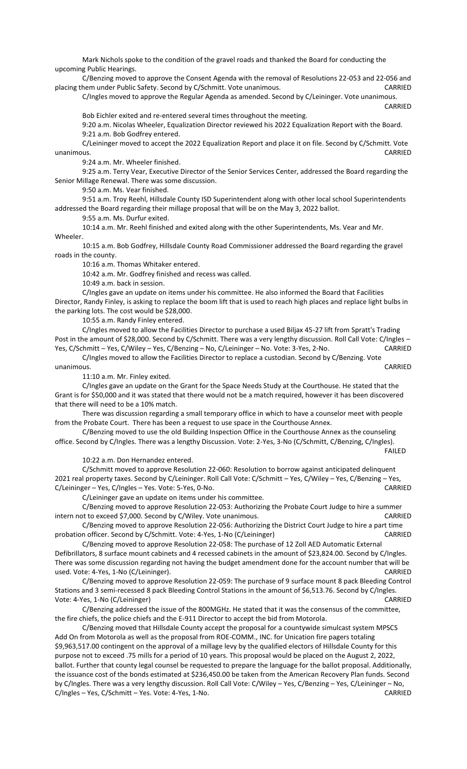Mark Nichols spoke to the condition of the gravel roads and thanked the Board for conducting the upcoming Public Hearings.

C/Benzing moved to approve the Consent Agenda with the removal of Resolutions 22-053 and 22-056 and placing them under Public Safety. Second by C/Schmitt. Vote unanimous. CARRIED

C/Ingles moved to approve the Regular Agenda as amended. Second by C/Leininger. Vote unanimous. CARRIED

Bob Eichler exited and re-entered several times throughout the meeting.

9:20 a.m. Nicolas Wheeler, Equalization Director reviewed his 2022 Equalization Report with the Board.

9:21 a.m. Bob Godfrey entered.

C/Leininger moved to accept the 2022 Equalization Report and place it on file. Second by C/Schmitt. Vote unanimous. CARRIED

9:24 a.m. Mr. Wheeler finished.

9:25 a.m. Terry Vear, Executive Director of the Senior Services Center, addressed the Board regarding the Senior Millage Renewal. There was some discussion.

9:50 a.m. Ms. Vear finished.

9:51 a.m. Troy Reehl, Hillsdale County ISD Superintendent along with other local school Superintendents addressed the Board regarding their millage proposal that will be on the May 3, 2022 ballot.

9:55 a.m. Ms. Durfur exited.

10:14 a.m. Mr. Reehl finished and exited along with the other Superintendents, Ms. Vear and Mr. Wheeler.

10:15 a.m. Bob Godfrey, Hillsdale County Road Commissioner addressed the Board regarding the gravel roads in the county.

10:16 a.m. Thomas Whitaker entered.

10:42 a.m. Mr. Godfrey finished and recess was called.

10:49 a.m. back in session.

C/Ingles gave an update on items under his committee. He also informed the Board that Facilities Director, Randy Finley, is asking to replace the boom lift that is used to reach high places and replace light bulbs in the parking lots. The cost would be $28,000.

10:55 a.m. Randy Finley entered.

C/Ingles moved to allow the Facilities Director to purchase a used Biljax 45-27 lift from Spratt's Trading Post in the amount of $28,000. Second by C/Schmitt. There was a very lengthy discussion. Roll Call Vote: C/Ingles – Yes, C/Schmitt – Yes, C/Wiley – Yes, C/Benzing – No, C/Leininger – No. Vote: 3-Yes, 2-No. CARRIED

C/Ingles moved to allow the Facilities Director to replace a custodian. Second by C/Benzing. Vote unanimous. CARRIED

11:10 a.m. Mr. Finley exited.

C/Ingles gave an update on the Grant for the Space Needs Study at the Courthouse. He stated that the Grant is for $50,000 and it was stated that there would not be a match required, however it has been discovered that there will need to be a 10% match.

There was discussion regarding a small temporary office in which to have a counselor meet with people from the Probate Court. There has been a request to use space in the Courthouse Annex.

C/Benzing moved to use the old Building Inspection Office in the Courthouse Annex as the counseling office. Second by C/Ingles. There was a lengthy Discussion. Vote: 2-Yes, 3-No (C/Schmitt, C/Benzing, C/Ingles). FAILED

10:22 a.m. Don Hernandez entered.

C/Schmitt moved to approve Resolution 22-060: Resolution to borrow against anticipated delinquent 2021 real property taxes. Second by C/Leininger. Roll Call Vote: C/Schmitt – Yes, C/Wiley – Yes, C/Benzing – Yes, C/Leininger – Yes, C/Ingles – Yes. Vote: 5-Yes, 0-No. CARRIED

C/Leininger gave an update on items under his committee.

C/Benzing moved to approve Resolution 22-053: Authorizing the Probate Court Judge to hire a summer intern not to exceed $7,000. Second by C/Wiley. Vote unanimous. CARRIED

C/Benzing moved to approve Resolution 22-056: Authorizing the District Court Judge to hire a part time probation officer. Second by C/Schmitt. Vote: 4-Yes, 1-No (C/Leininger) CARRIED

C/Benzing moved to approve Resolution 22-058: The purchase of 12 Zoll AED Automatic External Defibrillators, 8 surface mount cabinets and 4 recessed cabinets in the amount of $23,824.00. Second by C/Ingles. There was some discussion regarding not having the budget amendment done for the account number that will be used. Vote: 4-Yes, 1-No (C/Leininger). CARRIED

C/Benzing moved to approve Resolution 22-059: The purchase of 9 surface mount 8 pack Bleeding Control Stations and 3 semi-recessed 8 pack Bleeding Control Stations in the amount of $6,513.76. Second by C/Ingles. Vote: 4-Yes, 1-No (C/Leininger) CARRIED

C/Benzing addressed the issue of the 800MGHz. He stated that it was the consensus of the committee, the fire chiefs, the police chiefs and the E-911 Director to accept the bid from Motorola.

C/Benzing moved that Hillsdale County accept the proposal for a countywide simulcast system MPSCS Add On from Motorola as well as the proposal from ROE-COMM., INC. for Unication fire pagers totaling $9,963,517.00 contingent on the approval of a millage levy by the qualified electors of Hillsdale County for this purpose not to exceed .75 mills for a period of 10 years. This proposal would be placed on the August 2, 2022, ballot. Further that county legal counsel be requested to prepare the language for the ballot proposal. Additionally, the issuance cost of the bonds estimated at $236,450.00 be taken from the American Recovery Plan funds. Second by C/Ingles. There was a very lengthy discussion. Roll Call Vote: C/Wiley – Yes, C/Benzing – Yes, C/Leininger – No, C/Ingles – Yes, C/Schmitt – Yes. Vote: 4-Yes, 1-No. CARRIED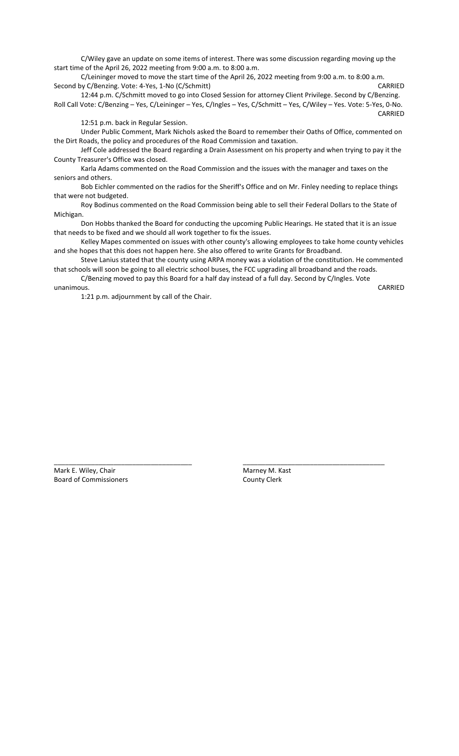C/Wiley gave an update on some items of interest. There was some discussion regarding moving up the start time of the April 26, 2022 meeting from 9:00 a.m. to 8:00 a.m.

C/Leininger moved to move the start time of the April 26, 2022 meeting from 9:00 a.m. to 8:00 a.m. Second by C/Benzing. Vote: 4-Yes, 1-No (C/Schmitt) CARRIED

12:44 p.m. C/Schmitt moved to go into Closed Session for attorney Client Privilege. Second by C/Benzing. Roll Call Vote: C/Benzing – Yes, C/Leininger – Yes, C/Ingles – Yes, C/Schmitt – Yes, C/Wiley – Yes. Vote: 5-Yes, 0-No. CARRIED

12:51 p.m. back in Regular Session.

Under Public Comment, Mark Nichols asked the Board to remember their Oaths of Office, commented on the Dirt Roads, the policy and procedures of the Road Commission and taxation.

Jeff Cole addressed the Board regarding a Drain Assessment on his property and when trying to pay it the County Treasurer's Office was closed.

Karla Adams commented on the Road Commission and the issues with the manager and taxes on the seniors and others.

Bob Eichler commented on the radios for the Sheriff's Office and on Mr. Finley needing to replace things that were not budgeted.

Roy Bodinus commented on the Road Commission being able to sell their Federal Dollars to the State of Michigan.

Don Hobbs thanked the Board for conducting the upcoming Public Hearings. He stated that it is an issue that needs to be fixed and we should all work together to fix the issues.

Kelley Mapes commented on issues with other county's allowing employees to take home county vehicles and she hopes that this does not happen here. She also offered to write Grants for Broadband.

Steve Lanius stated that the county using ARPA money was a violation of the constitution. He commented that schools will soon be going to all electric school buses, the FCC upgrading all broadband and the roads.

C/Benzing moved to pay this Board for a half day instead of a full day. Second by C/Ingles. Vote unanimous. CARRIED

1:21 p.m. adjournment by call of the Chair.

\_\_\_\_\_\_\_\_\_\_\_\_\_\_\_\_\_\_\_\_\_\_\_\_\_\_\_\_\_\_\_\_\_\_\_\_

Mark E. Wiley, Chair
Board of Commissioners

\_\_\_\_\_\_\_\_\_\_\_\_\_\_\_\_\_\_\_\_\_\_\_\_\_\_\_\_\_\_\_\_\_\_\_\_

Marney M. Kast
County Clerk